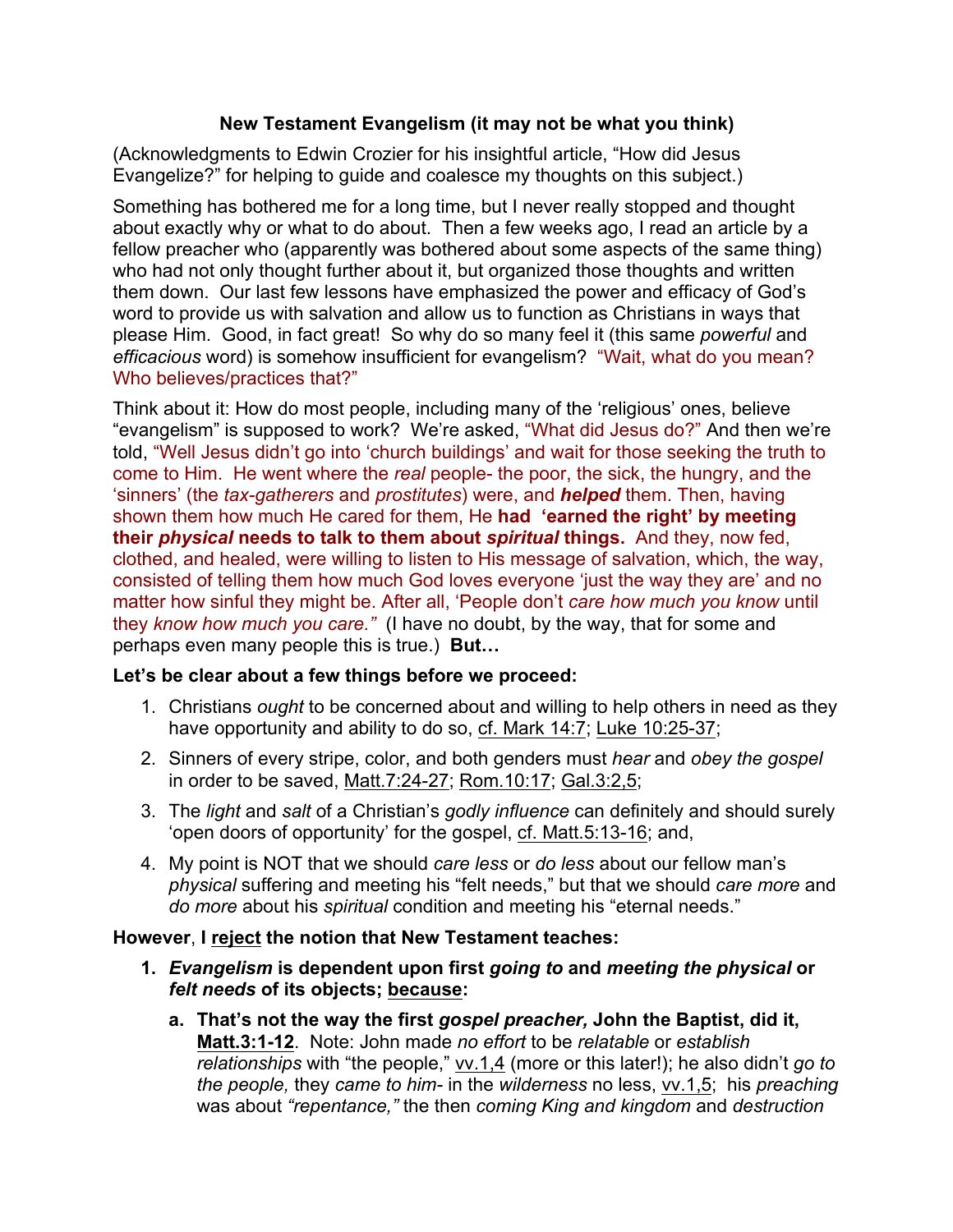## New Testament Evangelism (it may not be what you think)

(Acknowledgments to Edwin Crozier for his insightful article, "How did Jesus Evangelize?" for helping to guide and coalesce my thoughts on this subject.)

Something has bothered me for a long time, but I never really stopped and thought about exactly why or what to do about. Then a few weeks ago, I read an article by a fellow preacher who (apparently was bothered about some aspects of the same thing) who had not only thought further about it, but organized those thoughts and written them down. Our last few lessons have emphasized the power and efficacy of God's word to provide us with salvation and allow us to function as Christians in ways that please Him. Good, in fact great! So why do so many feel it (this same *powerful* and *efficacious* word) is somehow insufficient for evangelism? "Wait, what do you mean? Who believes/practices that?"

Think about it: How do most people, including many of the 'religious' ones, believe "evangelism" is supposed to work? We're asked, "What did Jesus do?" And then we're told, "Well Jesus didn't go into 'church buildings' and wait for those seeking the truth to come to Him. He went where the *real* people- the poor, the sick, the hungry, and the 'sinners' (the *tax-gatherers* and *prostitutes*) were, and ***helped*** them. Then, having shown them how much He cared for them, He **had 'earned the right' by meeting their *physical* needs to talk to them about *spiritual* things.** And they, now fed, clothed, and healed, were willing to listen to His message of salvation, which, the way, consisted of telling them how much God loves everyone 'just the way they are' and no matter how sinful they might be. After all, 'People don't *care how much you know* until they *know how much you care.*" (I have no doubt, by the way, that for some and perhaps even many people this is true.) **But…**

**Let's be clear about a few things before we proceed:**

1. Christians *ought* to be concerned about and willing to help others in need as they have opportunity and ability to do so, cf. Mark 14:7; Luke 10:25-37;
2. Sinners of every stripe, color, and both genders must *hear* and *obey the gospel* in order to be saved, Matt.7:24-27; Rom.10:17; Gal.3:2,5;
3. The *light* and *salt* of a Christian's *godly influence* can definitely and should surely 'open doors of opportunity' for the gospel, cf. Matt.5:13-16; and,
4. My point is NOT that we should *care less* or *do less* about our fellow man's *physical* suffering and meeting his "felt needs," but that we should *care more* and *do more* about his *spiritual* condition and meeting his "eternal needs."

**However**, **I reject the notion that New Testament teaches:**

1. ***Evangelism* is dependent upon first *going to* and *meeting the physical* or *felt needs* of its objects; because:**
   a. **That's not the way the first *gospel preacher,* John the Baptist, did it, Matt.3:1-12**. Note: John made *no effort* to be *relatable* or *establish relationships* with "the people," vv.1,4 (more or this later!); he also didn't *go to the people,* they *came to him*- in the *wilderness* no less, vv.1,5; his *preaching* was about *"repentance,"* the then *coming King and kingdom* and *destruction*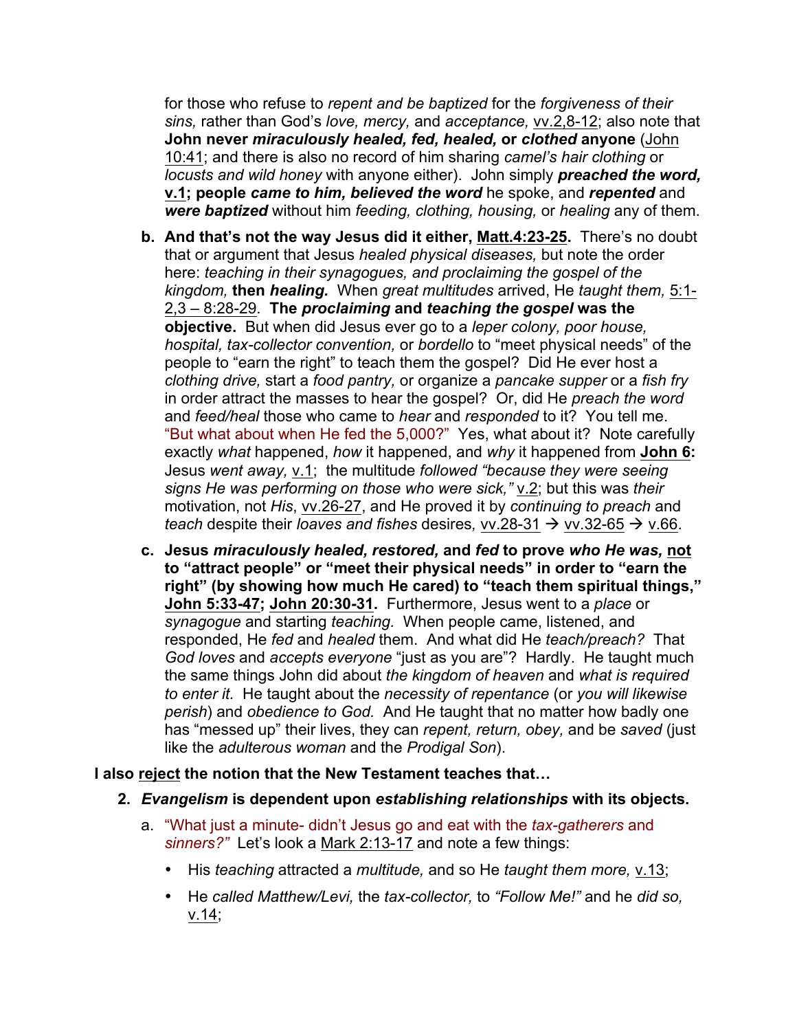for those who refuse to *repent and be baptized* for the *forgiveness of their sins,* rather than God's *love, mercy,* and *acceptance,* vv.2,8-12; also note that **John never *miraculously healed, fed, healed,* or *clothed* anyone** (John 10:41; and there is also no record of him sharing *camel's hair clothing* or *locusts and wild honey* with anyone either). John simply ***preached the word,* v.1; people *came to him, believed the word*** he spoke, and ***repented*** and ***were baptized*** without him *feeding, clothing, housing,* or *healing* any of them.

b. **And that's not the way Jesus did it either, Matt.4:23-25.** There's no doubt that or argument that Jesus *healed physical diseases,* but note the order here: *teaching in their synagogues, and proclaiming the gospel of the kingdom,* **then *healing.*** When *great multitudes* arrived, He *taught them,* 5:1-2,3 – 8:28-29. **The *proclaiming* and *teaching the gospel* was the objective.** But when did Jesus ever go to a *leper colony, poor house, hospital, tax-collector convention,* or *bordello* to "meet physical needs" of the people to "earn the right" to teach them the gospel? Did He ever host a *clothing drive,* start a *food pantry,* or organize a *pancake supper* or a *fish fry* in order attract the masses to hear the gospel? Or, did He *preach the word* and *feed/heal* those who came to *hear* and *responded* to it? You tell me. "But what about when He fed the 5,000?" Yes, what about it? Note carefully exactly *what* happened, *how* it happened, and *why* it happened from **John 6:** Jesus *went away,* v.1; the multitude *followed "because they were seeing signs He was performing on those who were sick,"* v.2; but this was *their* motivation, not *His*, vv.26-27, and He proved it by *continuing to preach* and *teach* despite their *loaves and fishes* desires, vv.28-31 → vv.32-65 → v.66.

c. **Jesus *miraculously healed, restored,* and *fed* to prove *who He was,* not to "attract people" or "meet their physical needs" in order to "earn the right" (by showing how much He cared) to "teach them spiritual things," John 5:33-47; John 20:30-31.** Furthermore, Jesus went to a *place* or *synagogue* and starting *teaching.* When people came, listened, and responded, He *fed* and *healed* them. And what did He *teach/preach?* That *God loves* and *accepts everyone* "just as you are"? Hardly. He taught much the same things John did about *the kingdom of heaven* and *what is required to enter it.* He taught about the *necessity of repentance* (or *you will likewise perish*) and *obedience to God.* And He taught that no matter how badly one has "messed up" their lives, they can *repent, return, obey,* and be *saved* (just like the *adulterous woman* and the *Prodigal Son*).

**I also reject the notion that the New Testament teaches that…**

2. ***Evangelism* is dependent upon *establishing relationships* with its objects.**

   a. "What just a minute- didn't Jesus go and eat with the *tax-gatherers* and *sinners?"* Let's look a Mark 2:13-17 and note a few things:

      - His *teaching* attracted a *multitude,* and so He *taught them more,* v.13;
      - He *called Matthew/Levi,* the *tax-collector,* to *"Follow Me!"* and he *did so,* v.14;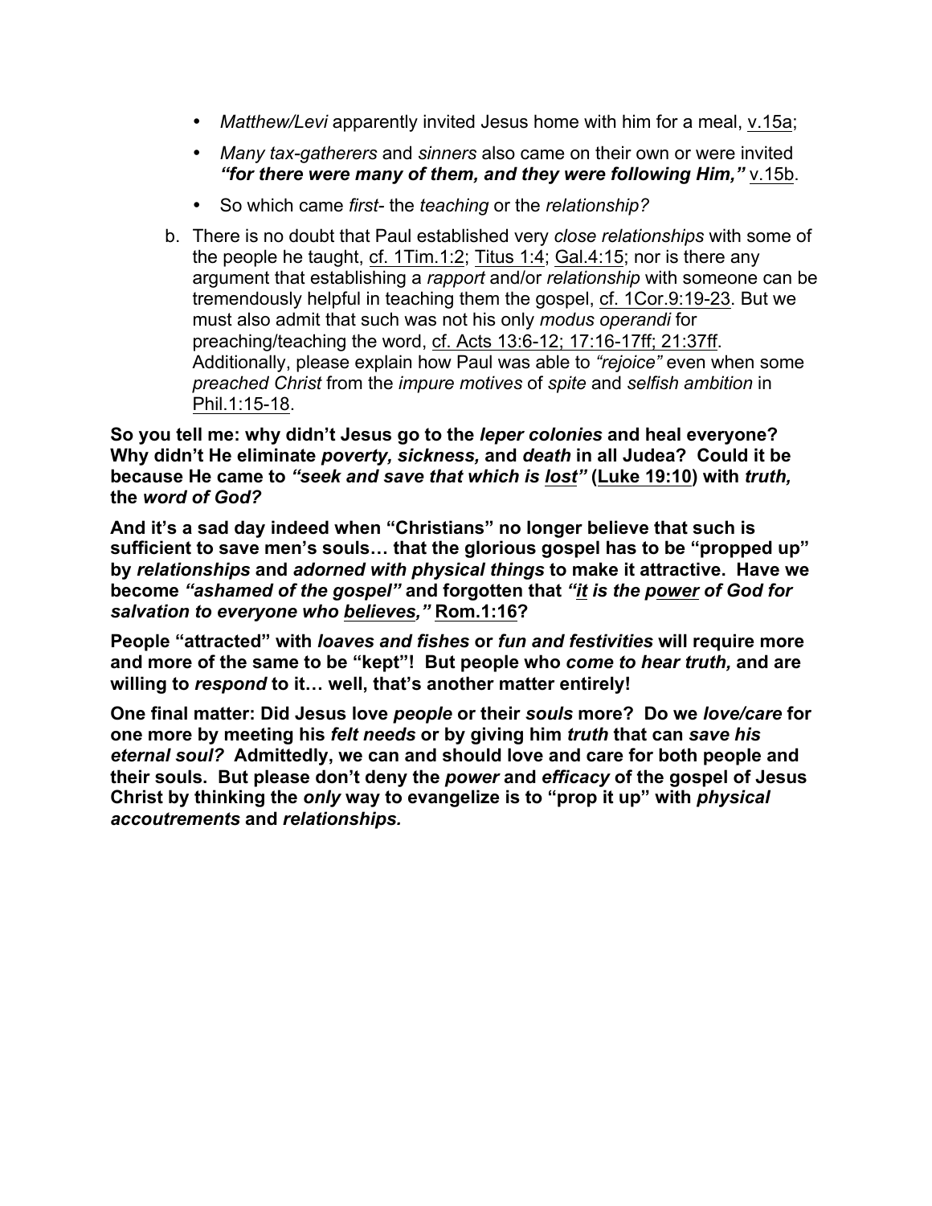- *Matthew/Levi* apparently invited Jesus home with him for a meal, v.15a;
- *Many tax-gatherers* and *sinners* also came on their own or were invited ***"for there were many of them, and they were following Him,"*** v.15b.
- So which came *first*- the *teaching* or the *relationship?*

b. There is no doubt that Paul established very *close relationships* with some of the people he taught, cf. 1Tim.1:2; Titus 1:4; Gal.4:15; nor is there any argument that establishing a *rapport* and/or *relationship* with someone can be tremendously helpful in teaching them the gospel, cf. 1Cor.9:19-23. But we must also admit that such was not his only *modus operandi* for preaching/teaching the word, cf. Acts 13:6-12; 17:16-17ff; 21:37ff. Additionally, please explain how Paul was able to *"rejoice"* even when some *preached Christ* from the *impure motives* of *spite* and *selfish ambition* in Phil.1:15-18.

**So you tell me: why didn't Jesus go to the *leper colonies* and heal everyone? Why didn't He eliminate *poverty, sickness,* and *death* in all Judea? Could it be because He came to *"seek and save that which is lost"* (Luke 19:10) with *truth,* the *word of God?***

**And it's a sad day indeed when "Christians" no longer believe that such is sufficient to save men's souls… that the glorious gospel has to be "propped up" by *relationships* and *adorned with physical things* to make it attractive. Have we become *"ashamed of the gospel"* and forgotten that *"it is the power of God for salvation to everyone who believes,"* Rom.1:16?**

**People "attracted" with *loaves and fishes* or *fun and festivities* will require more and more of the same to be "kept"! But people who *come to hear truth,* and are willing to *respond* to it… well, that's another matter entirely!**

**One final matter: Did Jesus love *people* or their *souls* more? Do we *love/care* for one more by meeting his *felt needs* or by giving him *truth* that can *save his eternal soul?* Admittedly, we can and should love and care for both people and their souls. But please don't deny the *power* and *efficacy* of the gospel of Jesus Christ by thinking the *only* way to evangelize is to "prop it up" with *physical accoutrements* and *relationships.***